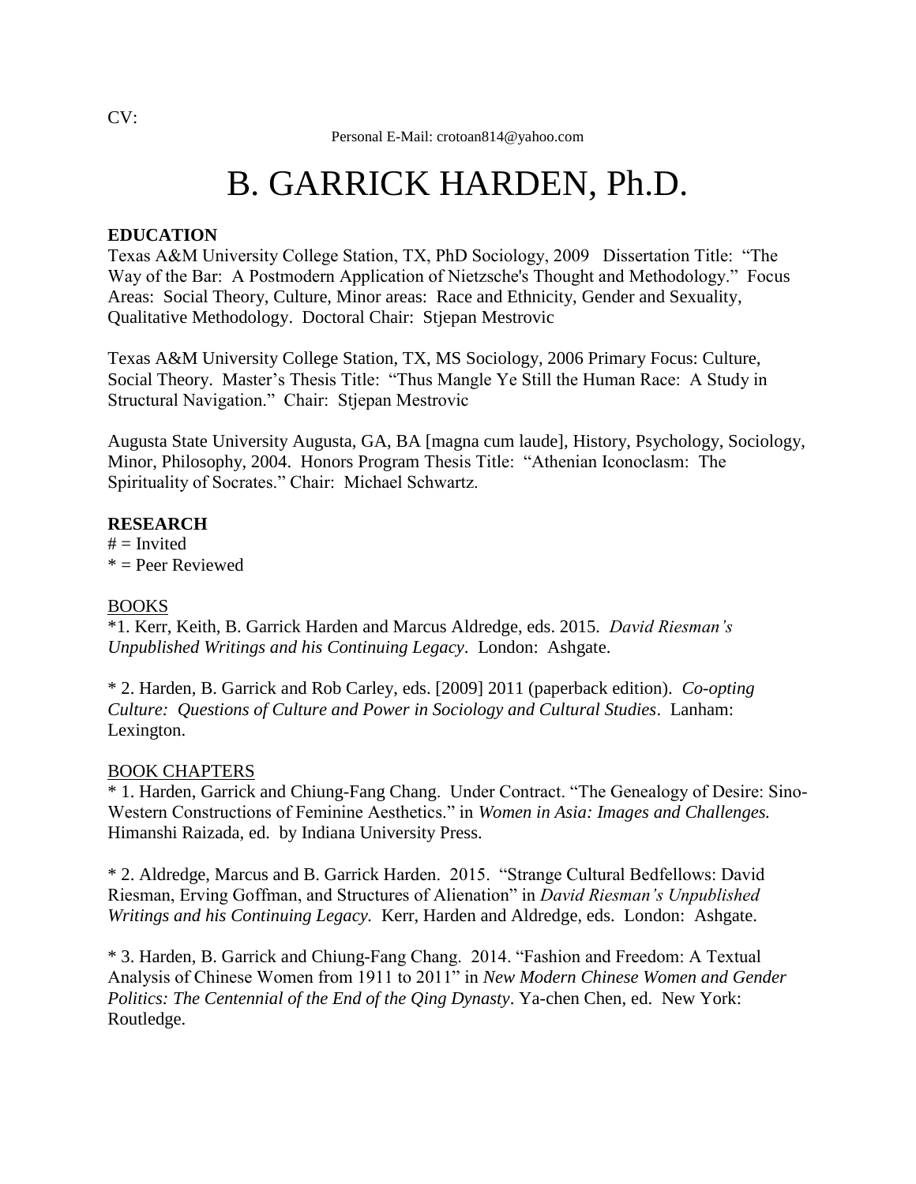CV:

Personal E-Mail: crotoan814@yahoo.com

# B. GARRICK HARDEN, Ph.D.

**EDUCATION**

Texas A&M University College Station, TX, PhD Sociology, 2009 Dissertation Title: "The Way of the Bar: A Postmodern Application of Nietzsche's Thought and Methodology." Focus Areas: Social Theory, Culture, Minor areas: Race and Ethnicity, Gender and Sexuality, Qualitative Methodology. Doctoral Chair: Stjepan Mestrovic

Texas A&M University College Station, TX, MS Sociology, 2006 Primary Focus: Culture, Social Theory. Master's Thesis Title: "Thus Mangle Ye Still the Human Race: A Study in Structural Navigation." Chair: Stjepan Mestrovic

Augusta State University Augusta, GA, BA [magna cum laude], History, Psychology, Sociology, Minor, Philosophy, 2004. Honors Program Thesis Title: "Athenian Iconoclasm: The Spirituality of Socrates." Chair: Michael Schwartz.

**RESEARCH**

# = Invited
* = Peer Reviewed

BOOKS

*1. Kerr, Keith, B. Garrick Harden and Marcus Aldredge, eds. 2015. *David Riesman's Unpublished Writings and his Continuing Legacy*. London: Ashgate.

* 2. Harden, B. Garrick and Rob Carley, eds. [2009] 2011 (paperback edition). *Co-opting Culture: Questions of Culture and Power in Sociology and Cultural Studies*. Lanham: Lexington.

BOOK CHAPTERS

* 1. Harden, Garrick and Chiung-Fang Chang. Under Contract. "The Genealogy of Desire: Sino-Western Constructions of Feminine Aesthetics." in *Women in Asia: Images and Challenges.* Himanshi Raizada, ed. by Indiana University Press.

* 2. Aldredge, Marcus and B. Garrick Harden. 2015. "Strange Cultural Bedfellows: David Riesman, Erving Goffman, and Structures of Alienation" in *David Riesman's Unpublished Writings and his Continuing Legacy.* Kerr, Harden and Aldredge, eds. London: Ashgate.

* 3. Harden, B. Garrick and Chiung-Fang Chang. 2014. "Fashion and Freedom: A Textual Analysis of Chinese Women from 1911 to 2011" in *New Modern Chinese Women and Gender Politics: The Centennial of the End of the Qing Dynasty*. Ya-chen Chen, ed. New York: Routledge.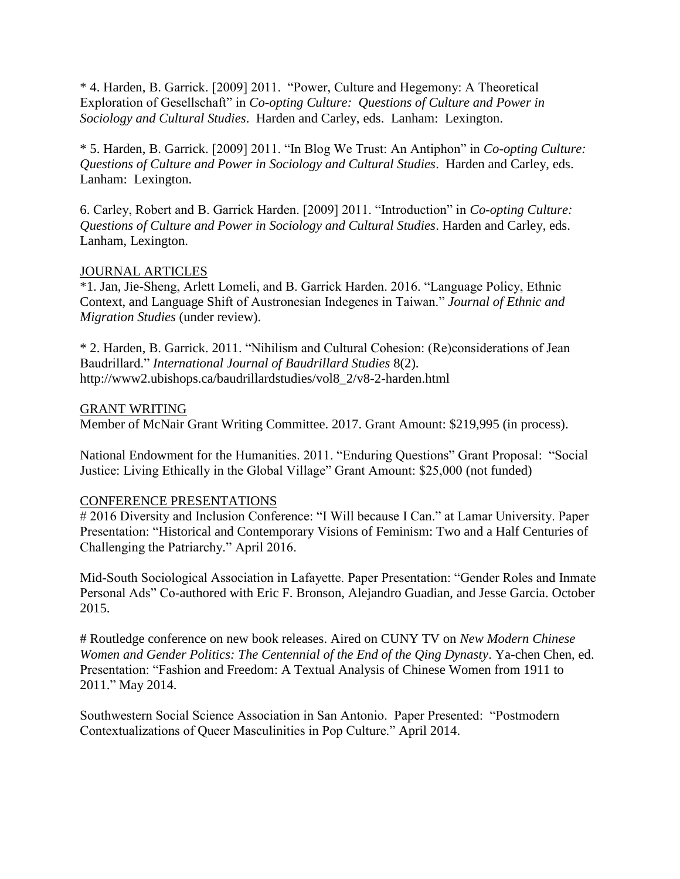* 4. Harden, B. Garrick. [2009] 2011. "Power, Culture and Hegemony: A Theoretical Exploration of Gesellschaft" in *Co-opting Culture: Questions of Culture and Power in Sociology and Cultural Studies*. Harden and Carley, eds. Lanham: Lexington.

* 5. Harden, B. Garrick. [2009] 2011. "In Blog We Trust: An Antiphon" in *Co-opting Culture: Questions of Culture and Power in Sociology and Cultural Studies*. Harden and Carley, eds. Lanham: Lexington.

6. Carley, Robert and B. Garrick Harden. [2009] 2011. "Introduction" in *Co-opting Culture: Questions of Culture and Power in Sociology and Cultural Studies*. Harden and Carley, eds. Lanham, Lexington.

<u>JOURNAL ARTICLES</u>

*1. Jan, Jie-Sheng, Arlett Lomeli, and B. Garrick Harden. 2016. "Language Policy, Ethnic Context, and Language Shift of Austronesian Indegenes in Taiwan." *Journal of Ethnic and Migration Studies* (under review).

* 2. Harden, B. Garrick. 2011. "Nihilism and Cultural Cohesion: (Re)considerations of Jean Baudrillard." *International Journal of Baudrillard Studies* 8(2). http://www2.ubishops.ca/baudrillardstudies/vol8_2/v8-2-harden.html

<u>GRANT WRITING</u>

Member of McNair Grant Writing Committee. 2017. Grant Amount: $219,995 (in process).

National Endowment for the Humanities. 2011. "Enduring Questions" Grant Proposal: "Social Justice: Living Ethically in the Global Village" Grant Amount: $25,000 (not funded)

<u>CONFERENCE PRESENTATIONS</u>

# 2016 Diversity and Inclusion Conference: "I Will because I Can." at Lamar University. Paper Presentation: "Historical and Contemporary Visions of Feminism: Two and a Half Centuries of Challenging the Patriarchy." April 2016.

Mid-South Sociological Association in Lafayette. Paper Presentation: "Gender Roles and Inmate Personal Ads" Co-authored with Eric F. Bronson, Alejandro Guadian, and Jesse Garcia. October 2015.

# Routledge conference on new book releases. Aired on CUNY TV on *New Modern Chinese Women and Gender Politics: The Centennial of the End of the Qing Dynasty*. Ya-chen Chen, ed. Presentation: "Fashion and Freedom: A Textual Analysis of Chinese Women from 1911 to 2011." May 2014.

Southwestern Social Science Association in San Antonio. Paper Presented: "Postmodern Contextualizations of Queer Masculinities in Pop Culture." April 2014.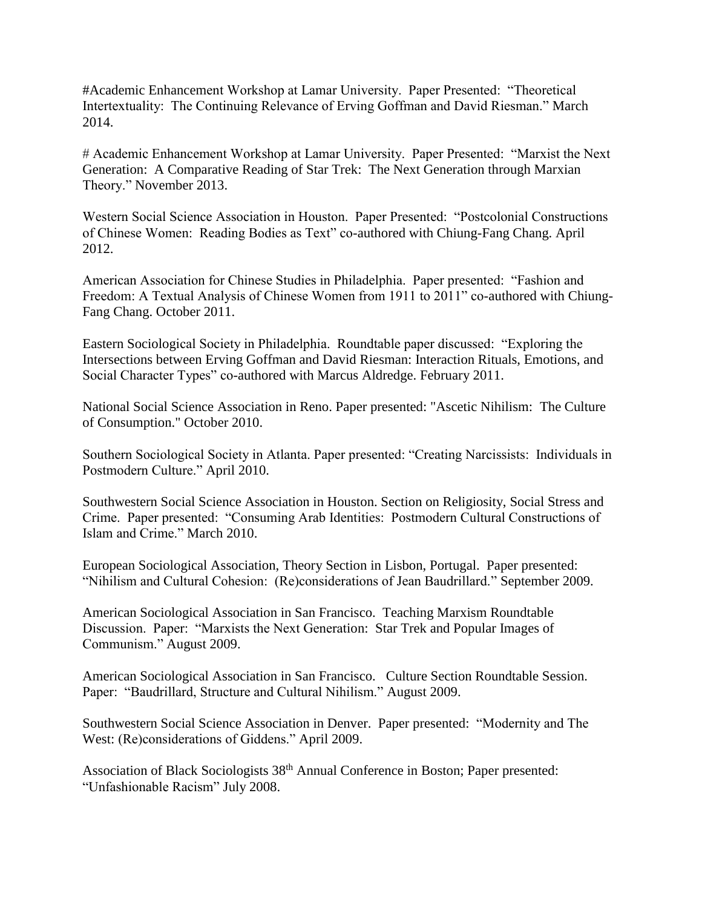#Academic Enhancement Workshop at Lamar University. Paper Presented: "Theoretical Intertextuality: The Continuing Relevance of Erving Goffman and David Riesman." March 2014.

# Academic Enhancement Workshop at Lamar University. Paper Presented: "Marxist the Next Generation: A Comparative Reading of Star Trek: The Next Generation through Marxian Theory." November 2013.

Western Social Science Association in Houston. Paper Presented: "Postcolonial Constructions of Chinese Women: Reading Bodies as Text" co-authored with Chiung-Fang Chang. April 2012.

American Association for Chinese Studies in Philadelphia. Paper presented: "Fashion and Freedom: A Textual Analysis of Chinese Women from 1911 to 2011" co-authored with Chiung-Fang Chang. October 2011.

Eastern Sociological Society in Philadelphia. Roundtable paper discussed: "Exploring the Intersections between Erving Goffman and David Riesman: Interaction Rituals, Emotions, and Social Character Types" co-authored with Marcus Aldredge. February 2011.

National Social Science Association in Reno. Paper presented: "Ascetic Nihilism: The Culture of Consumption." October 2010.

Southern Sociological Society in Atlanta. Paper presented: "Creating Narcissists: Individuals in Postmodern Culture." April 2010.

Southwestern Social Science Association in Houston. Section on Religiosity, Social Stress and Crime. Paper presented: "Consuming Arab Identities: Postmodern Cultural Constructions of Islam and Crime." March 2010.

European Sociological Association, Theory Section in Lisbon, Portugal. Paper presented: "Nihilism and Cultural Cohesion: (Re)considerations of Jean Baudrillard." September 2009.

American Sociological Association in San Francisco. Teaching Marxism Roundtable Discussion. Paper: "Marxists the Next Generation: Star Trek and Popular Images of Communism." August 2009.

American Sociological Association in San Francisco. Culture Section Roundtable Session. Paper: "Baudrillard, Structure and Cultural Nihilism." August 2009.

Southwestern Social Science Association in Denver. Paper presented: "Modernity and The West: (Re)considerations of Giddens." April 2009.

Association of Black Sociologists 38th Annual Conference in Boston; Paper presented: "Unfashionable Racism" July 2008.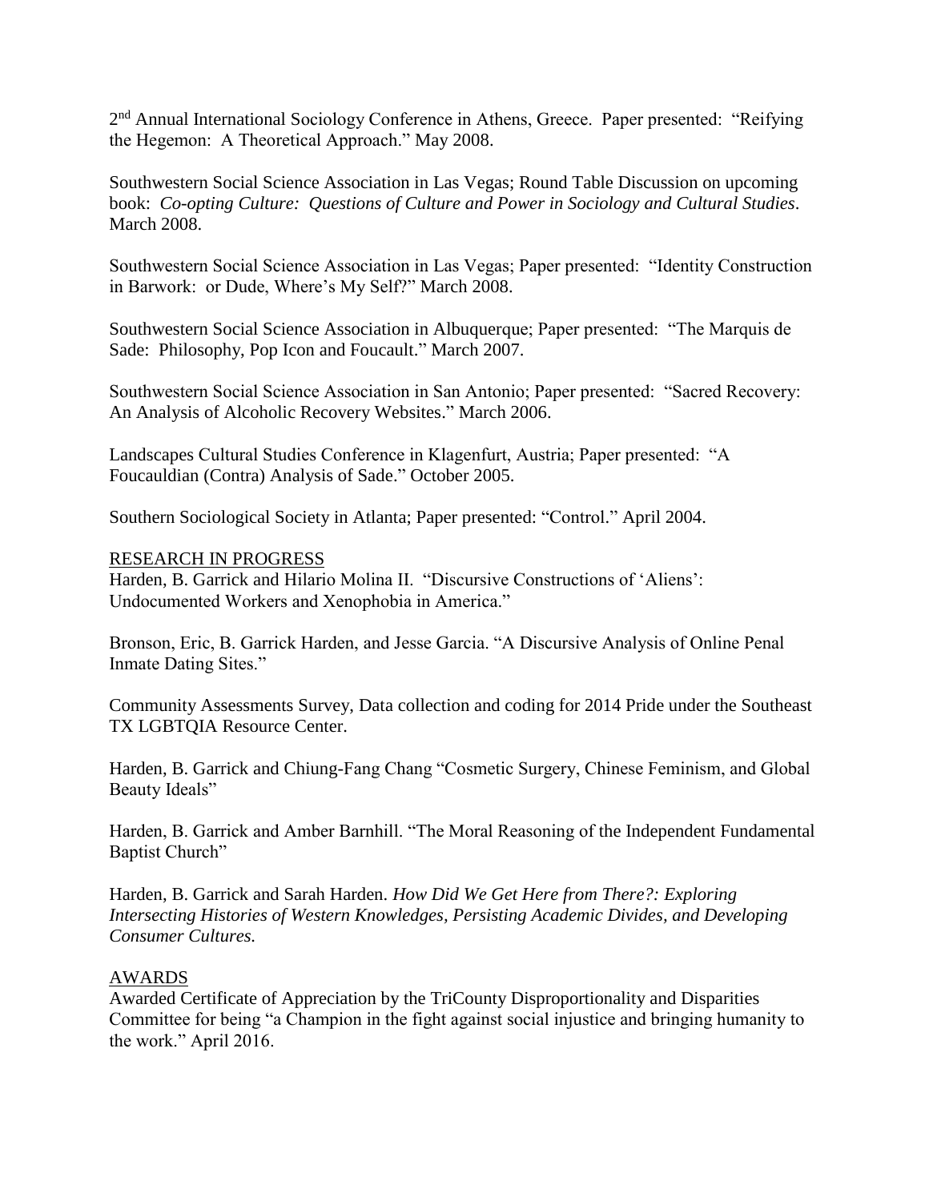2nd Annual International Sociology Conference in Athens, Greece. Paper presented: "Reifying the Hegemon: A Theoretical Approach." May 2008.

Southwestern Social Science Association in Las Vegas; Round Table Discussion on upcoming book: *Co-opting Culture: Questions of Culture and Power in Sociology and Cultural Studies*. March 2008.

Southwestern Social Science Association in Las Vegas; Paper presented: "Identity Construction in Barwork: or Dude, Where's My Self?" March 2008.

Southwestern Social Science Association in Albuquerque; Paper presented: "The Marquis de Sade: Philosophy, Pop Icon and Foucault." March 2007.

Southwestern Social Science Association in San Antonio; Paper presented: "Sacred Recovery: An Analysis of Alcoholic Recovery Websites." March 2006.

Landscapes Cultural Studies Conference in Klagenfurt, Austria; Paper presented: "A Foucauldian (Contra) Analysis of Sade." October 2005.

Southern Sociological Society in Atlanta; Paper presented: "Control." April 2004.

## RESEARCH IN PROGRESS

Harden, B. Garrick and Hilario Molina II. "Discursive Constructions of 'Aliens': Undocumented Workers and Xenophobia in America."

Bronson, Eric, B. Garrick Harden, and Jesse Garcia. "A Discursive Analysis of Online Penal Inmate Dating Sites."

Community Assessments Survey, Data collection and coding for 2014 Pride under the Southeast TX LGBTQIA Resource Center.

Harden, B. Garrick and Chiung-Fang Chang "Cosmetic Surgery, Chinese Feminism, and Global Beauty Ideals"

Harden, B. Garrick and Amber Barnhill. "The Moral Reasoning of the Independent Fundamental Baptist Church"

Harden, B. Garrick and Sarah Harden. *How Did We Get Here from There?: Exploring Intersecting Histories of Western Knowledges, Persisting Academic Divides, and Developing Consumer Cultures.*

## AWARDS

Awarded Certificate of Appreciation by the TriCounty Disproportionality and Disparities Committee for being "a Champion in the fight against social injustice and bringing humanity to the work." April 2016.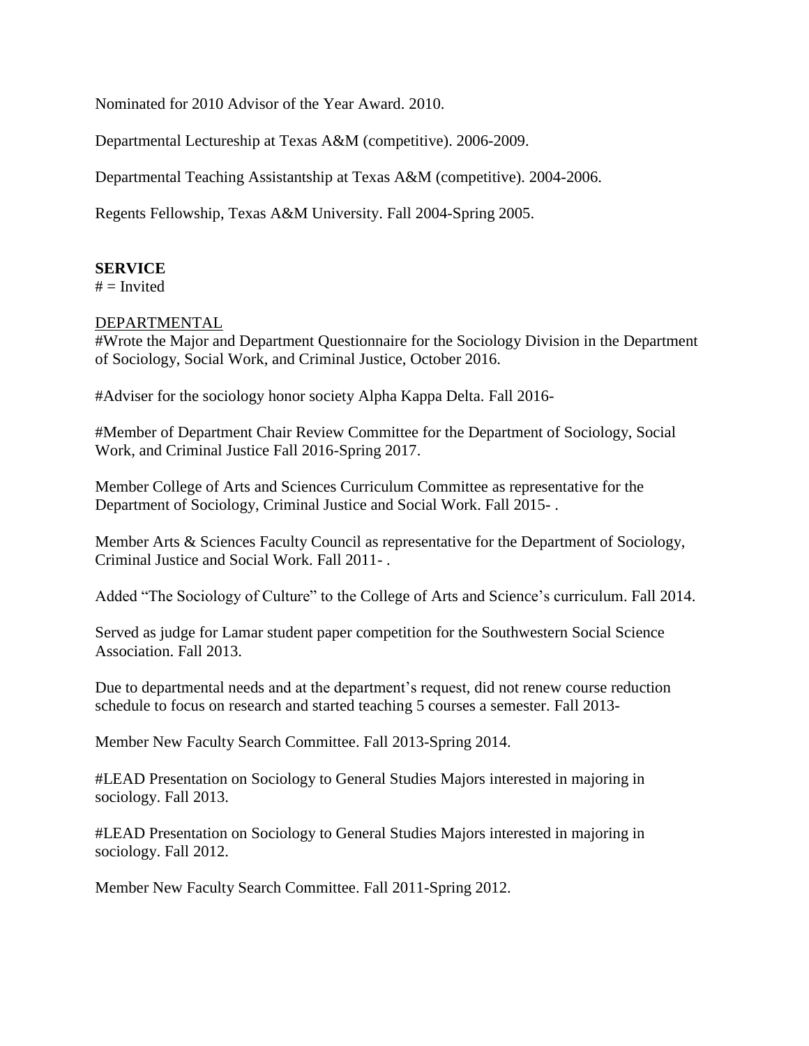Nominated for 2010 Advisor of the Year Award. 2010.

Departmental Lectureship at Texas A&M (competitive). 2006-2009.

Departmental Teaching Assistantship at Texas A&M (competitive). 2004-2006.

Regents Fellowship, Texas A&M University. Fall 2004-Spring 2005.

## SERVICE

# = Invited

DEPARTMENTAL

#Wrote the Major and Department Questionnaire for the Sociology Division in the Department of Sociology, Social Work, and Criminal Justice, October 2016.

#Adviser for the sociology honor society Alpha Kappa Delta. Fall 2016-

#Member of Department Chair Review Committee for the Department of Sociology, Social Work, and Criminal Justice Fall 2016-Spring 2017.

Member College of Arts and Sciences Curriculum Committee as representative for the Department of Sociology, Criminal Justice and Social Work. Fall 2015- .

Member Arts & Sciences Faculty Council as representative for the Department of Sociology, Criminal Justice and Social Work. Fall 2011- .

Added "The Sociology of Culture" to the College of Arts and Science's curriculum. Fall 2014.

Served as judge for Lamar student paper competition for the Southwestern Social Science Association. Fall 2013.

Due to departmental needs and at the department's request, did not renew course reduction schedule to focus on research and started teaching 5 courses a semester. Fall 2013-

Member New Faculty Search Committee. Fall 2013-Spring 2014.

#LEAD Presentation on Sociology to General Studies Majors interested in majoring in sociology. Fall 2013.

#LEAD Presentation on Sociology to General Studies Majors interested in majoring in sociology. Fall 2012.

Member New Faculty Search Committee. Fall 2011-Spring 2012.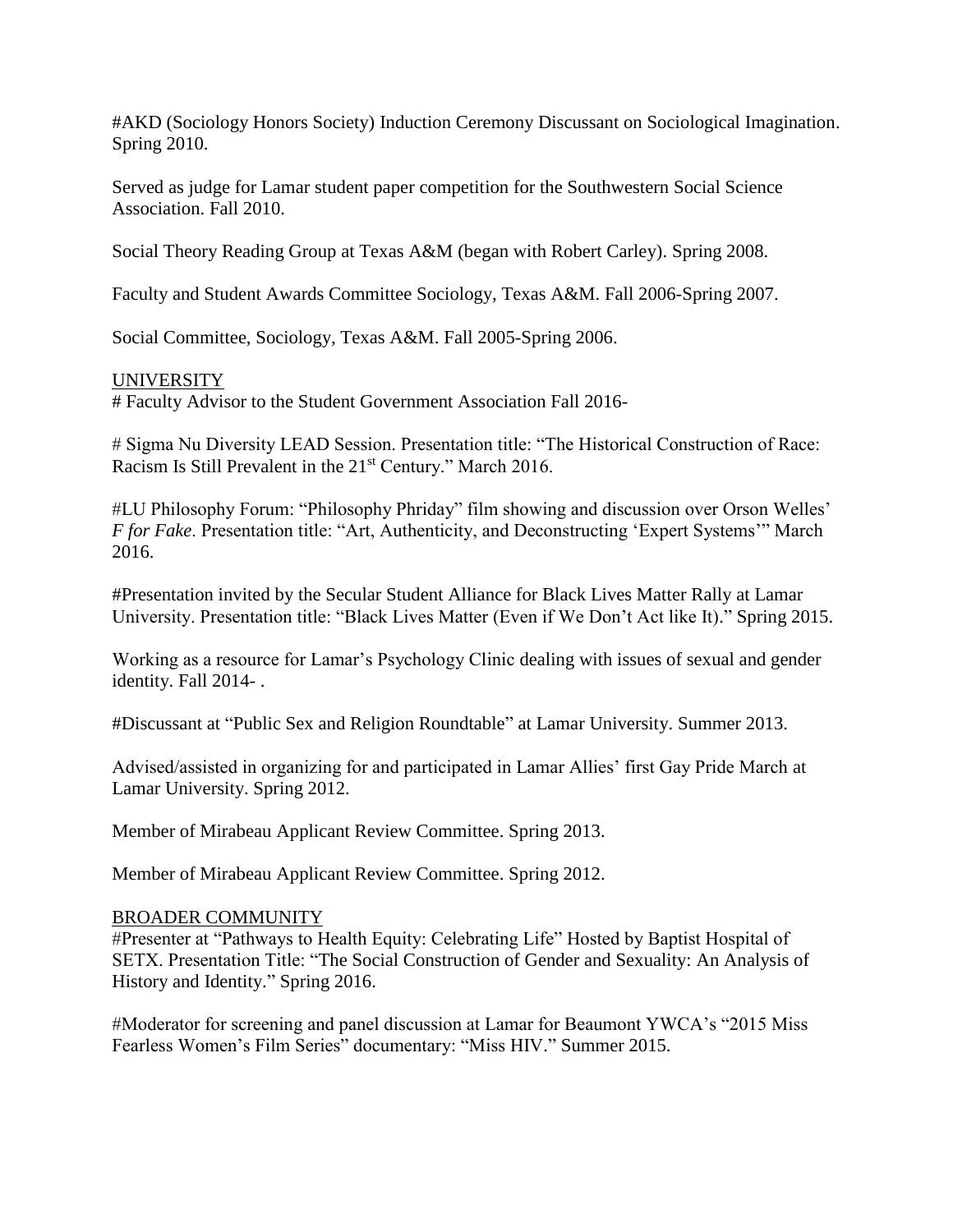#AKD (Sociology Honors Society) Induction Ceremony Discussant on Sociological Imagination. Spring 2010.

Served as judge for Lamar student paper competition for the Southwestern Social Science Association. Fall 2010.

Social Theory Reading Group at Texas A&M (began with Robert Carley). Spring 2008.

Faculty and Student Awards Committee Sociology, Texas A&M. Fall 2006-Spring 2007.

Social Committee, Sociology, Texas A&M. Fall 2005-Spring 2006.

<u>UNIVERSITY</u>

# Faculty Advisor to the Student Government Association Fall 2016-

# Sigma Nu Diversity LEAD Session. Presentation title: "The Historical Construction of Race: Racism Is Still Prevalent in the 21st Century." March 2016.

#LU Philosophy Forum: "Philosophy Phriday" film showing and discussion over Orson Welles' *F for Fake*. Presentation title: "Art, Authenticity, and Deconstructing 'Expert Systems'" March 2016.

#Presentation invited by the Secular Student Alliance for Black Lives Matter Rally at Lamar University. Presentation title: "Black Lives Matter (Even if We Don't Act like It)." Spring 2015.

Working as a resource for Lamar's Psychology Clinic dealing with issues of sexual and gender identity. Fall 2014- .

#Discussant at "Public Sex and Religion Roundtable" at Lamar University. Summer 2013.

Advised/assisted in organizing for and participated in Lamar Allies' first Gay Pride March at Lamar University. Spring 2012.

Member of Mirabeau Applicant Review Committee. Spring 2013.

Member of Mirabeau Applicant Review Committee. Spring 2012.

<u>BROADER COMMUNITY</u>

#Presenter at "Pathways to Health Equity: Celebrating Life" Hosted by Baptist Hospital of SETX. Presentation Title: "The Social Construction of Gender and Sexuality: An Analysis of History and Identity." Spring 2016.

#Moderator for screening and panel discussion at Lamar for Beaumont YWCA's "2015 Miss Fearless Women's Film Series" documentary: "Miss HIV." Summer 2015.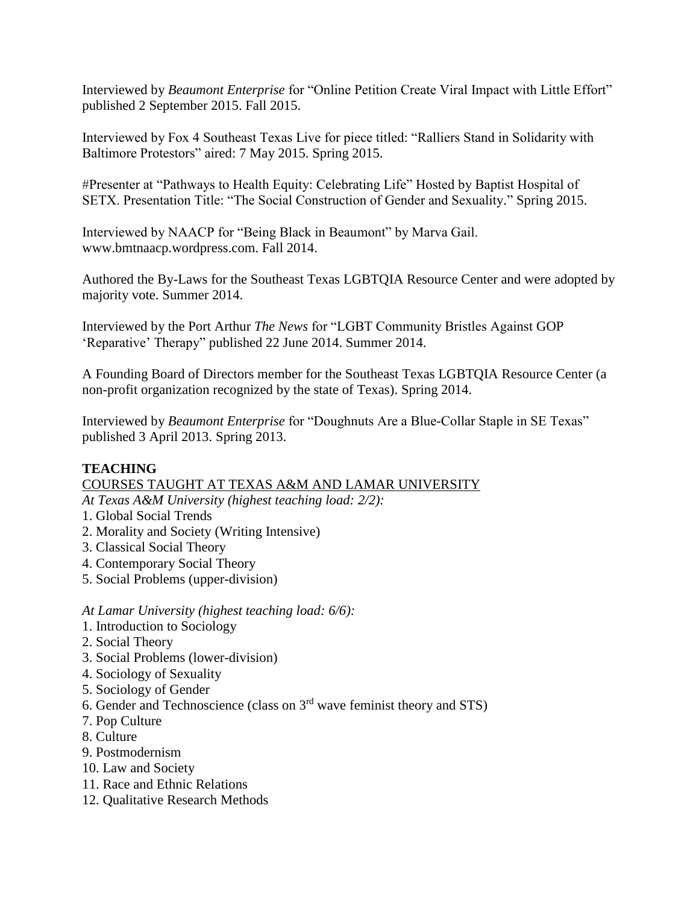Interviewed by *Beaumont Enterprise* for "Online Petition Create Viral Impact with Little Effort" published 2 September 2015. Fall 2015.

Interviewed by Fox 4 Southeast Texas Live for piece titled: "Ralliers Stand in Solidarity with Baltimore Protestors" aired: 7 May 2015. Spring 2015.

#Presenter at "Pathways to Health Equity: Celebrating Life" Hosted by Baptist Hospital of SETX. Presentation Title: "The Social Construction of Gender and Sexuality." Spring 2015.

Interviewed by NAACP for "Being Black in Beaumont" by Marva Gail. www.bmtnaacp.wordpress.com. Fall 2014.

Authored the By-Laws for the Southeast Texas LGBTQIA Resource Center and were adopted by majority vote. Summer 2014.

Interviewed by the Port Arthur *The News* for "LGBT Community Bristles Against GOP 'Reparative' Therapy" published 22 June 2014. Summer 2014.

A Founding Board of Directors member for the Southeast Texas LGBTQIA Resource Center (a non-profit organization recognized by the state of Texas). Spring 2014.

Interviewed by *Beaumont Enterprise* for "Doughnuts Are a Blue-Collar Staple in SE Texas" published 3 April 2013. Spring 2013.

## TEACHING

<u>COURSES TAUGHT AT TEXAS A&M AND LAMAR UNIVERSITY</u>

*At Texas A&M University (highest teaching load: 2/2):*

1. Global Social Trends
2. Morality and Society (Writing Intensive)
3. Classical Social Theory
4. Contemporary Social Theory
5. Social Problems (upper-division)

*At Lamar University (highest teaching load: 6/6):*

1. Introduction to Sociology
2. Social Theory
3. Social Problems (lower-division)
4. Sociology of Sexuality
5. Sociology of Gender
6. Gender and Technoscience (class on 3rd wave feminist theory and STS)
7. Pop Culture
8. Culture
9. Postmodernism
10. Law and Society
11. Race and Ethnic Relations
12. Qualitative Research Methods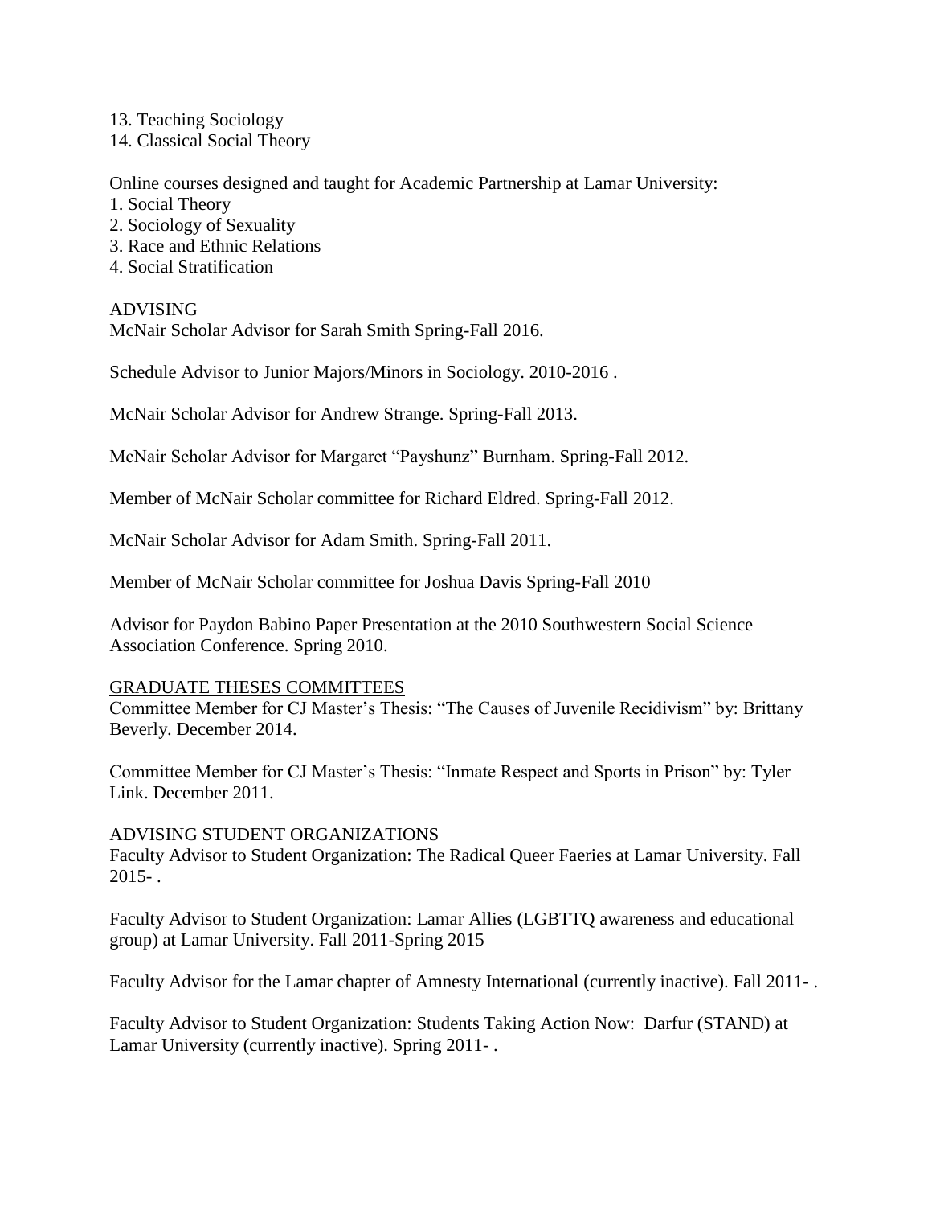13. Teaching Sociology
14. Classical Social Theory

Online courses designed and taught for Academic Partnership at Lamar University:
1. Social Theory
2. Sociology of Sexuality
3. Race and Ethnic Relations
4. Social Stratification

## ADVISING

McNair Scholar Advisor for Sarah Smith Spring-Fall 2016.

Schedule Advisor to Junior Majors/Minors in Sociology. 2010-2016 .

McNair Scholar Advisor for Andrew Strange. Spring-Fall 2013.

McNair Scholar Advisor for Margaret "Payshunz" Burnham. Spring-Fall 2012.

Member of McNair Scholar committee for Richard Eldred. Spring-Fall 2012.

McNair Scholar Advisor for Adam Smith. Spring-Fall 2011.

Member of McNair Scholar committee for Joshua Davis Spring-Fall 2010

Advisor for Paydon Babino Paper Presentation at the 2010 Southwestern Social Science Association Conference. Spring 2010.

## GRADUATE THESES COMMITTEES

Committee Member for CJ Master's Thesis: "The Causes of Juvenile Recidivism" by: Brittany Beverly. December 2014.

Committee Member for CJ Master's Thesis: "Inmate Respect and Sports in Prison" by: Tyler Link. December 2011.

## ADVISING STUDENT ORGANIZATIONS

Faculty Advisor to Student Organization: The Radical Queer Faeries at Lamar University. Fall 2015- .

Faculty Advisor to Student Organization: Lamar Allies (LGBTTQ awareness and educational group) at Lamar University. Fall 2011-Spring 2015

Faculty Advisor for the Lamar chapter of Amnesty International (currently inactive). Fall 2011- .

Faculty Advisor to Student Organization: Students Taking Action Now: Darfur (STAND) at Lamar University (currently inactive). Spring 2011- .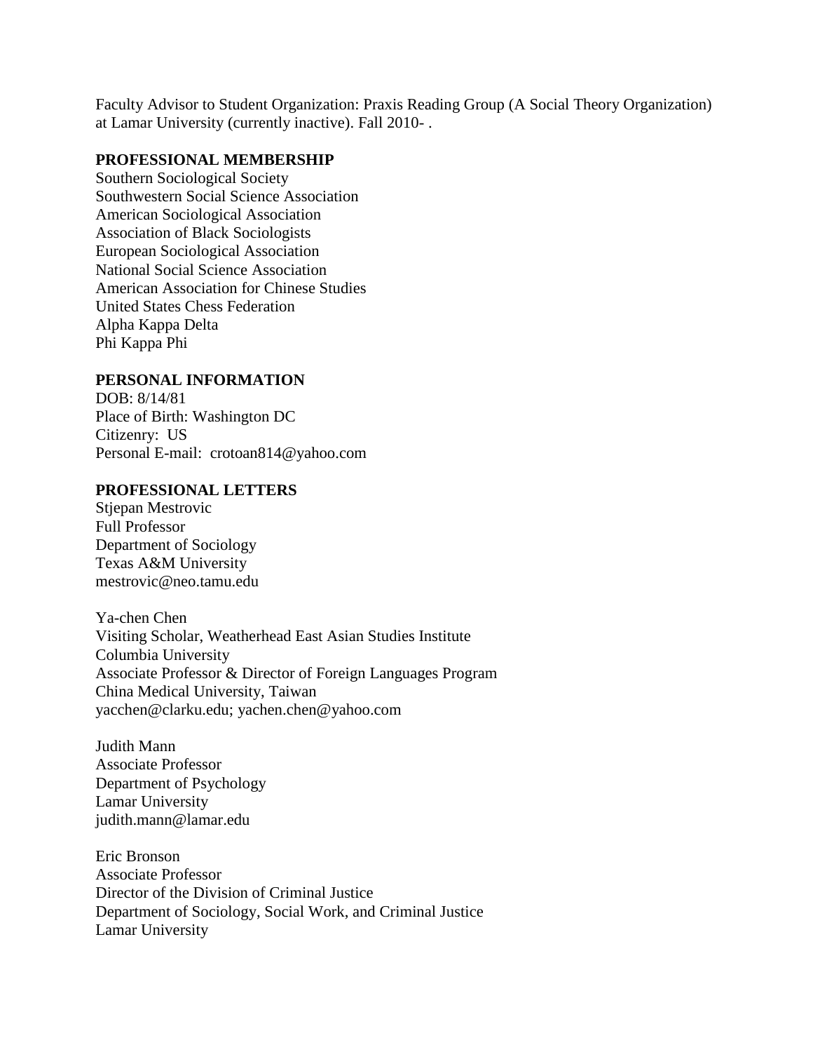Faculty Advisor to Student Organization: Praxis Reading Group (A Social Theory Organization) at Lamar University (currently inactive). Fall 2010- .

**PROFESSIONAL MEMBERSHIP**

Southern Sociological Society
Southwestern Social Science Association
American Sociological Association
Association of Black Sociologists
European Sociological Association
National Social Science Association
American Association for Chinese Studies
United States Chess Federation
Alpha Kappa Delta
Phi Kappa Phi

**PERSONAL INFORMATION**

DOB: 8/14/81
Place of Birth: Washington DC
Citizenry: US
Personal E-mail: crotoan814@yahoo.com

**PROFESSIONAL LETTERS**

Stjepan Mestrovic
Full Professor
Department of Sociology
Texas A&M University
mestrovic@neo.tamu.edu

Ya-chen Chen
Visiting Scholar, Weatherhead East Asian Studies Institute
Columbia University
Associate Professor & Director of Foreign Languages Program
China Medical University, Taiwan
yacchen@clarku.edu; yachen.chen@yahoo.com

Judith Mann
Associate Professor
Department of Psychology
Lamar University
judith.mann@lamar.edu

Eric Bronson
Associate Professor
Director of the Division of Criminal Justice
Department of Sociology, Social Work, and Criminal Justice
Lamar University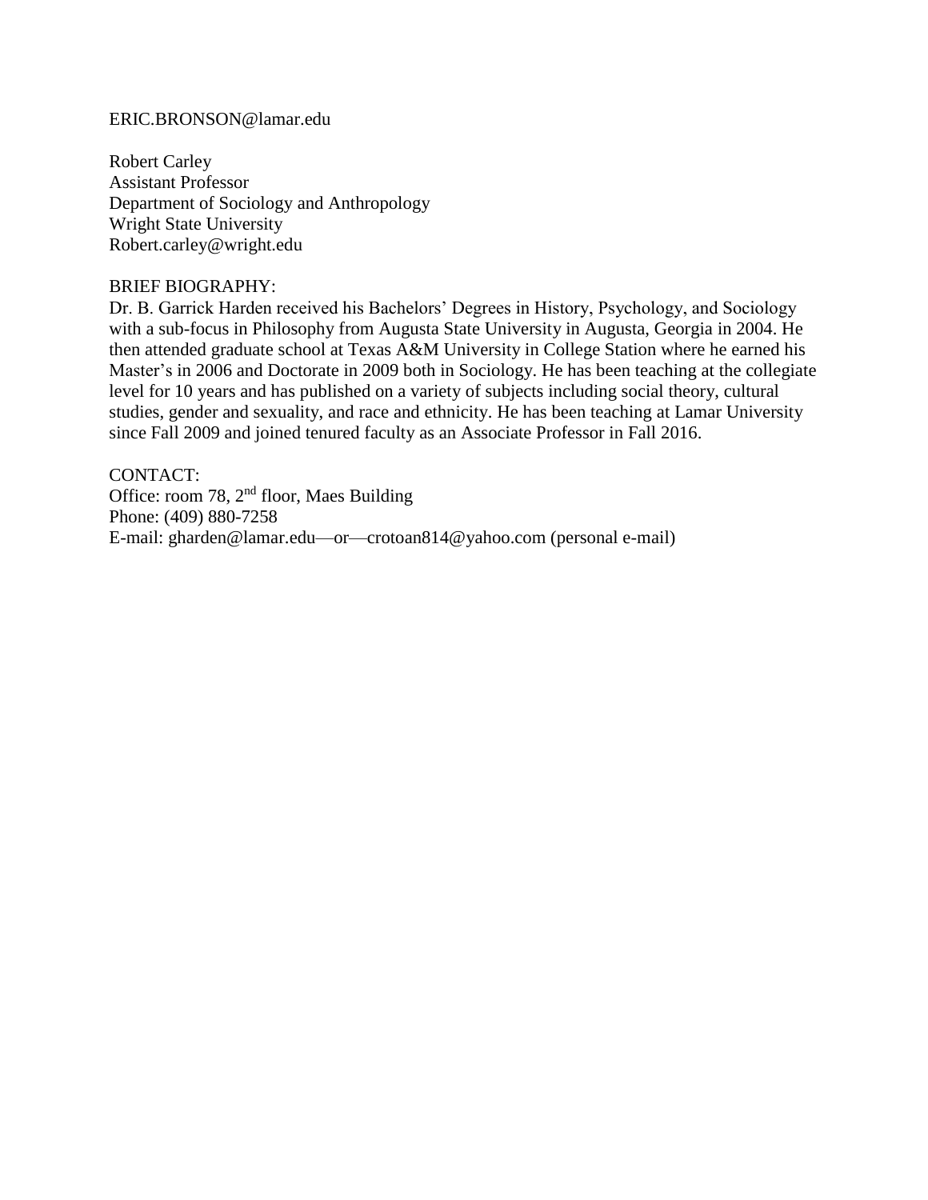ERIC.BRONSON@lamar.edu

Robert Carley
Assistant Professor
Department of Sociology and Anthropology
Wright State University
Robert.carley@wright.edu

BRIEF BIOGRAPHY:
Dr. B. Garrick Harden received his Bachelors' Degrees in History, Psychology, and Sociology with a sub-focus in Philosophy from Augusta State University in Augusta, Georgia in 2004. He then attended graduate school at Texas A&M University in College Station where he earned his Master's in 2006 and Doctorate in 2009 both in Sociology. He has been teaching at the collegiate level for 10 years and has published on a variety of subjects including social theory, cultural studies, gender and sexuality, and race and ethnicity. He has been teaching at Lamar University since Fall 2009 and joined tenured faculty as an Associate Professor in Fall 2016.

CONTACT:
Office: room 78, 2nd floor, Maes Building
Phone: (409) 880-7258
E-mail: gharden@lamar.edu—or—crotoan814@yahoo.com (personal e-mail)